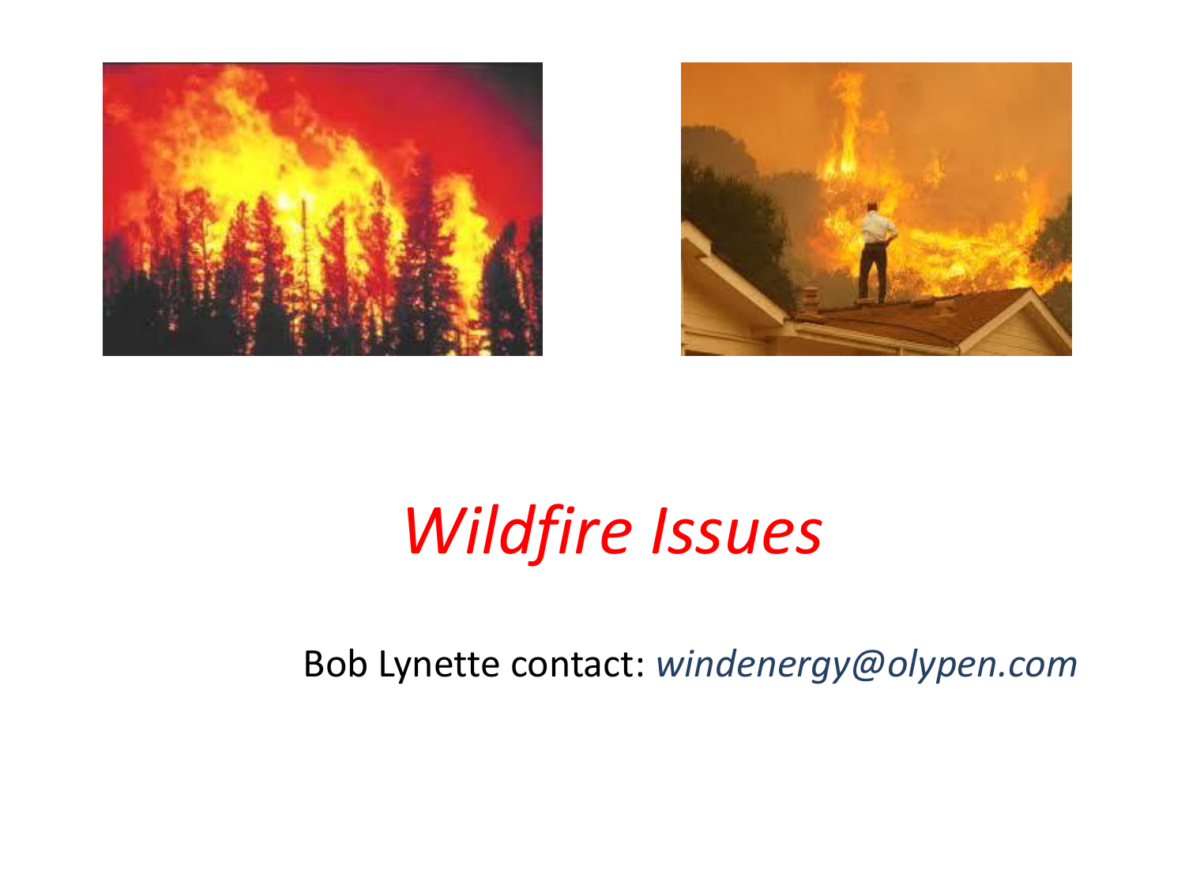# *Wildfire Issues*

Bob Lynette contact: *windenergy@olypen.com*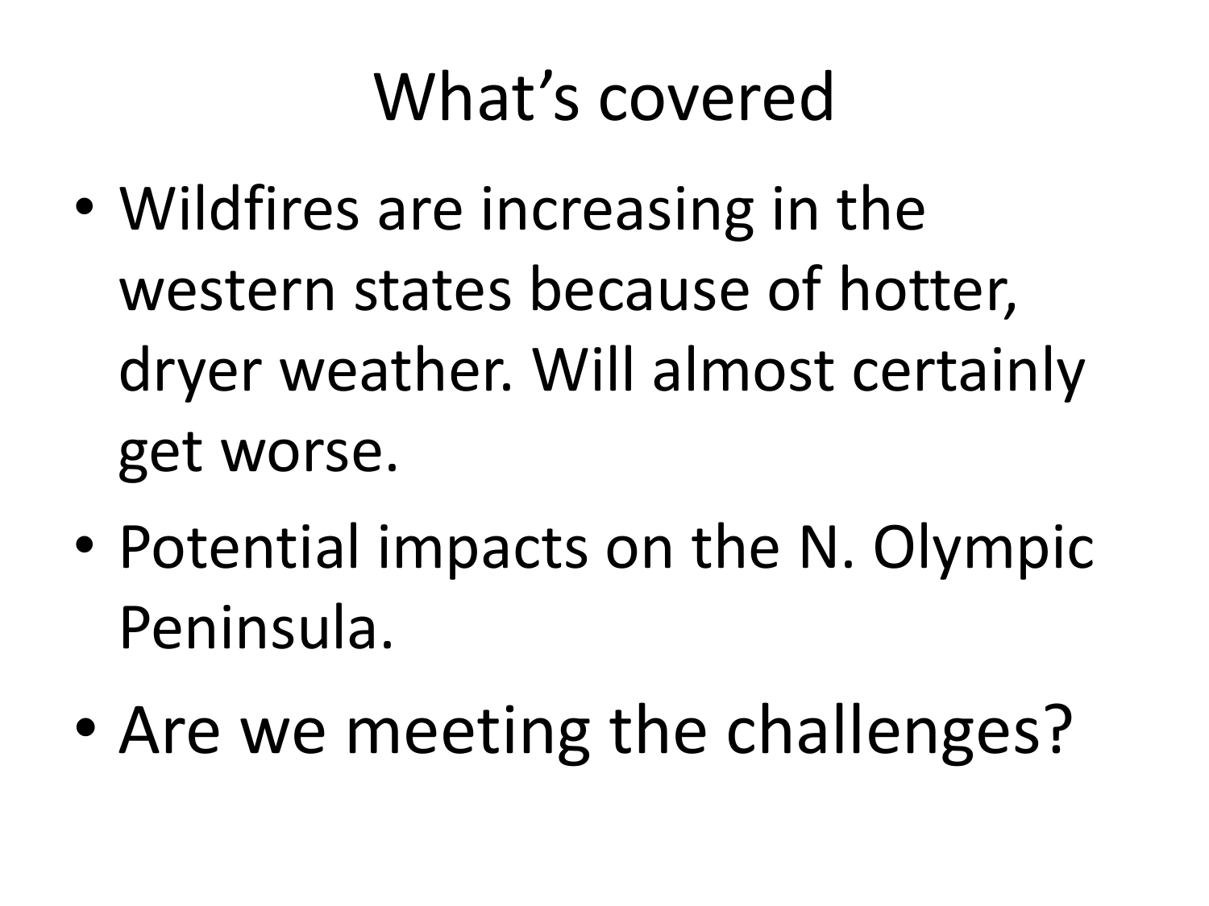# What’s covered

- Wildfires are increasing in the western states because of hotter, dryer weather. Will almost certainly get worse.
- Potential impacts on the N. Olympic Peninsula.
- Are we meeting the challenges?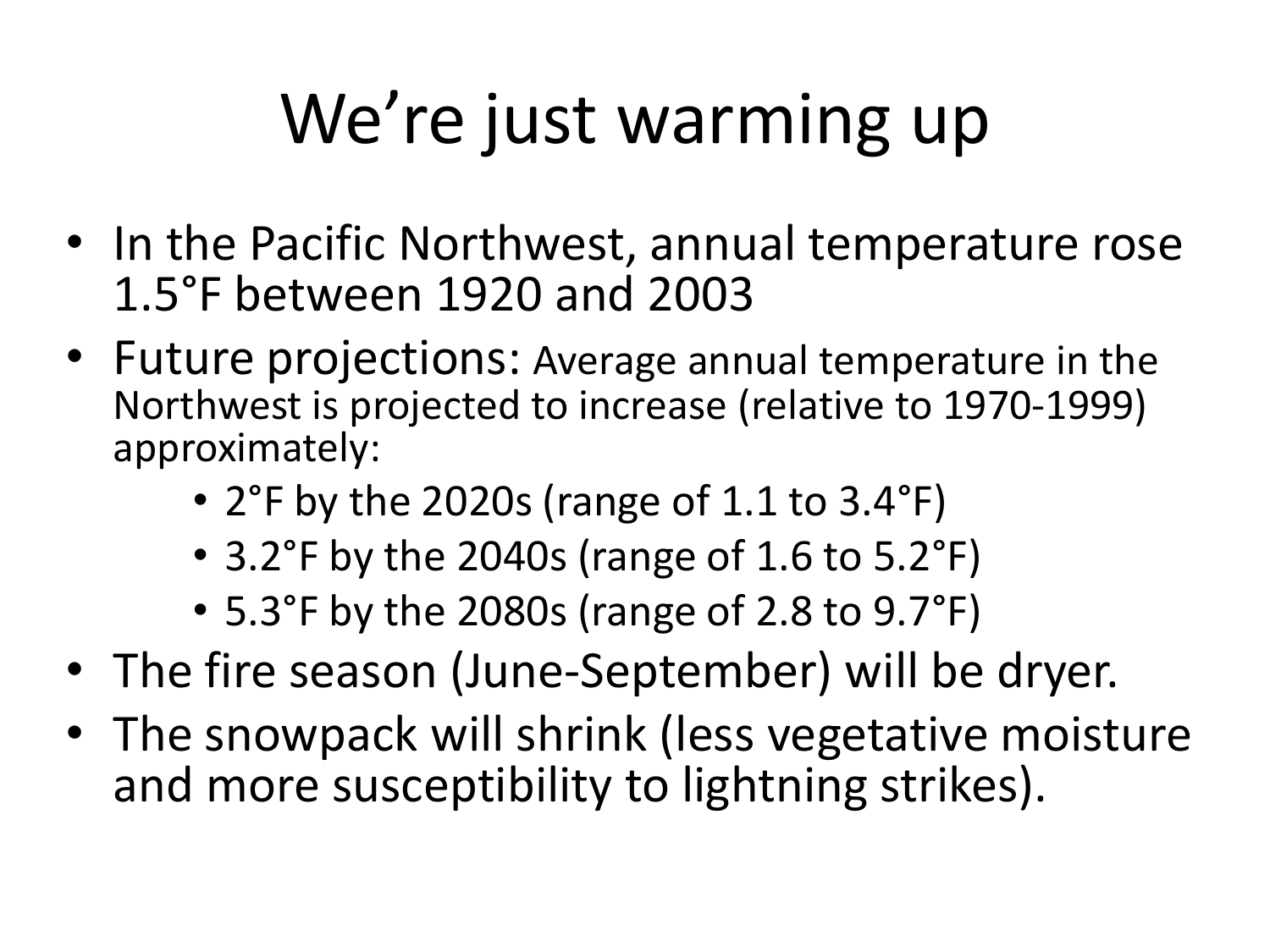# We're just warming up

- In the Pacific Northwest, annual temperature rose 1.5°F between 1920 and 2003
- Future projections: Average annual temperature in the Northwest is projected to increase (relative to 1970-1999) approximately:
  - 2°F by the 2020s (range of 1.1 to 3.4°F)
  - 3.2°F by the 2040s (range of 1.6 to 5.2°F)
  - 5.3°F by the 2080s (range of 2.8 to 9.7°F)
- The fire season (June-September) will be dryer.
- The snowpack will shrink (less vegetative moisture and more susceptibility to lightning strikes).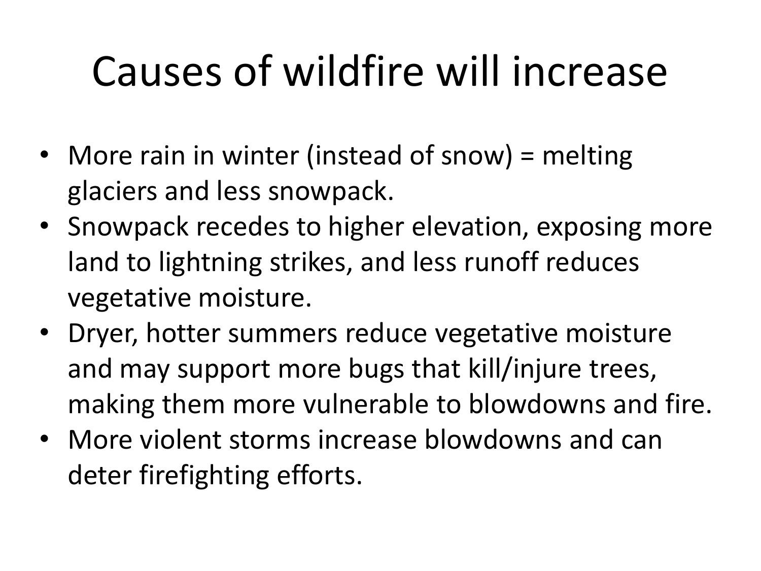# Causes of wildfire will increase

- More rain in winter (instead of snow) = melting glaciers and less snowpack.
- Snowpack recedes to higher elevation, exposing more land to lightning strikes, and less runoff reduces vegetative moisture.
- Dryer, hotter summers reduce vegetative moisture and may support more bugs that kill/injure trees, making them more vulnerable to blowdowns and fire.
- More violent storms increase blowdowns and can deter firefighting efforts.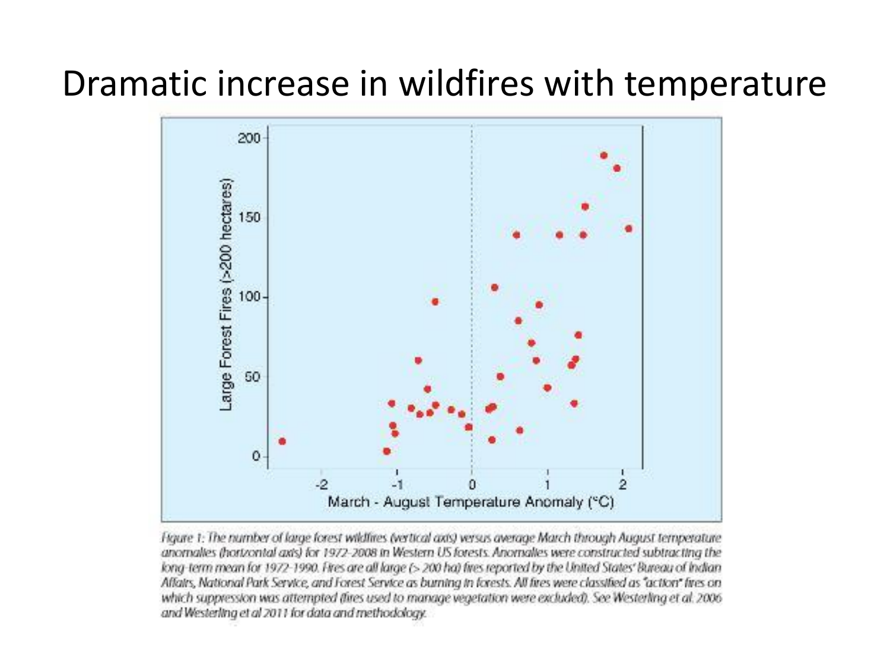# Dramatic increase in wildfires with temperature

*Figure 1: The number of large forest wildfires (vertical axis) versus average March through August temperature anomalies (horizontal axis) for 1972-2008 in Western US forests. Anomalies were constructed subtracting the long-term mean for 1972-1990. Fires are all large (> 200 ha) fires reported by the United States' Bureau of Indian Affairs, National Park Service, and Forest Service as burning in forests. All fires were classified as "action" fires on which suppression was attempted (fires used to manage vegetation were excluded). See Westerling et al. 2006 and Westerling et al 2011 for data and methodology.*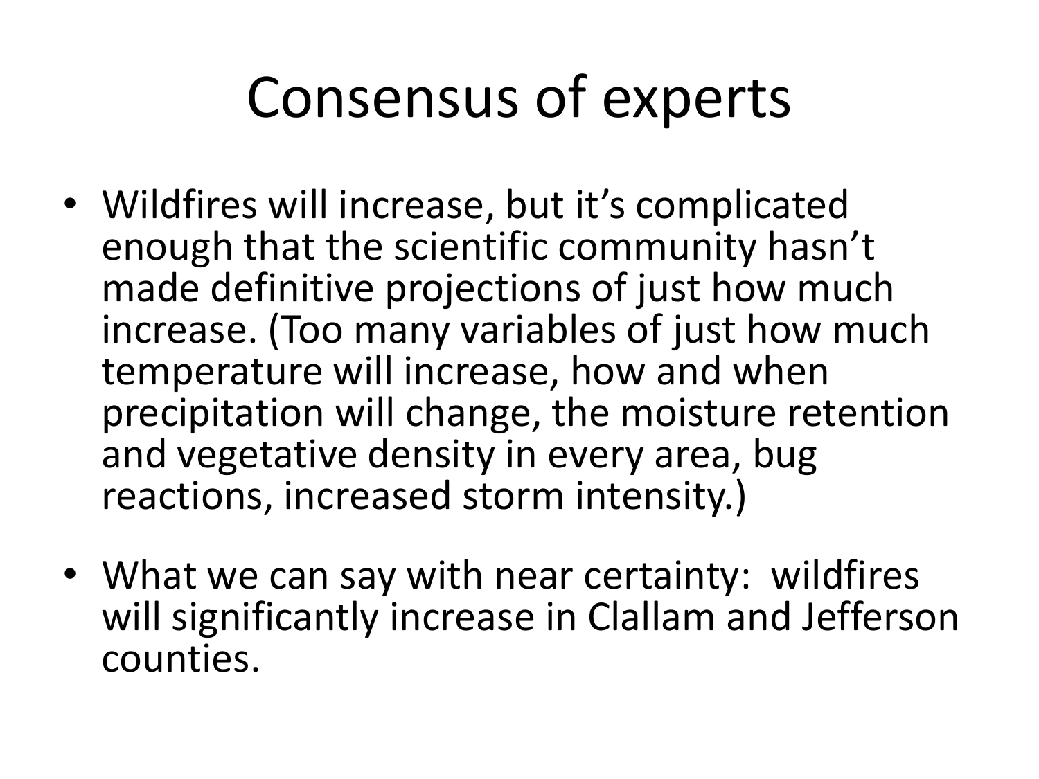# Consensus of experts

- Wildfires will increase, but it’s complicated enough that the scientific community hasn’t made definitive projections of just how much increase. (Too many variables of just how much temperature will increase, how and when precipitation will change, the moisture retention and vegetative density in every area, bug reactions, increased storm intensity.)
- What we can say with near certainty: wildfires will significantly increase in Clallam and Jefferson counties.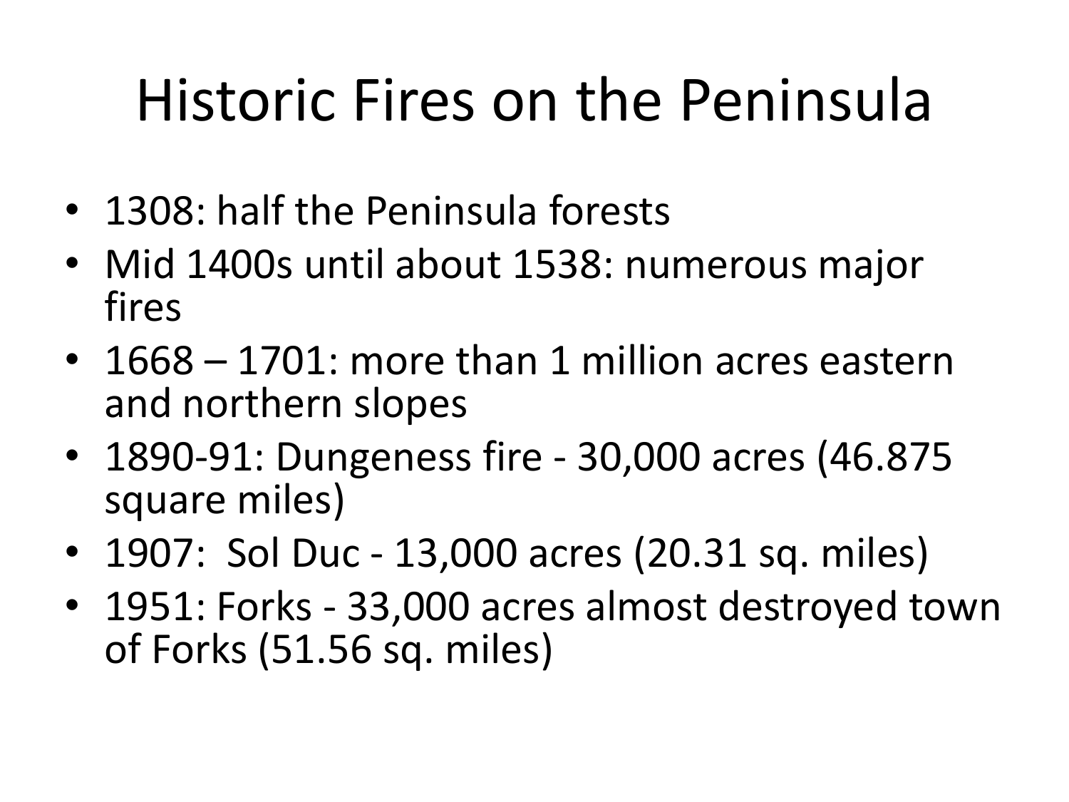# Historic Fires on the Peninsula

- 1308: half the Peninsula forests
- Mid 1400s until about 1538: numerous major fires
- 1668 – 1701: more than 1 million acres eastern and northern slopes
- 1890-91: Dungeness fire - 30,000 acres (46.875 square miles)
- 1907: Sol Duc - 13,000 acres (20.31 sq. miles)
- 1951: Forks - 33,000 acres almost destroyed town of Forks (51.56 sq. miles)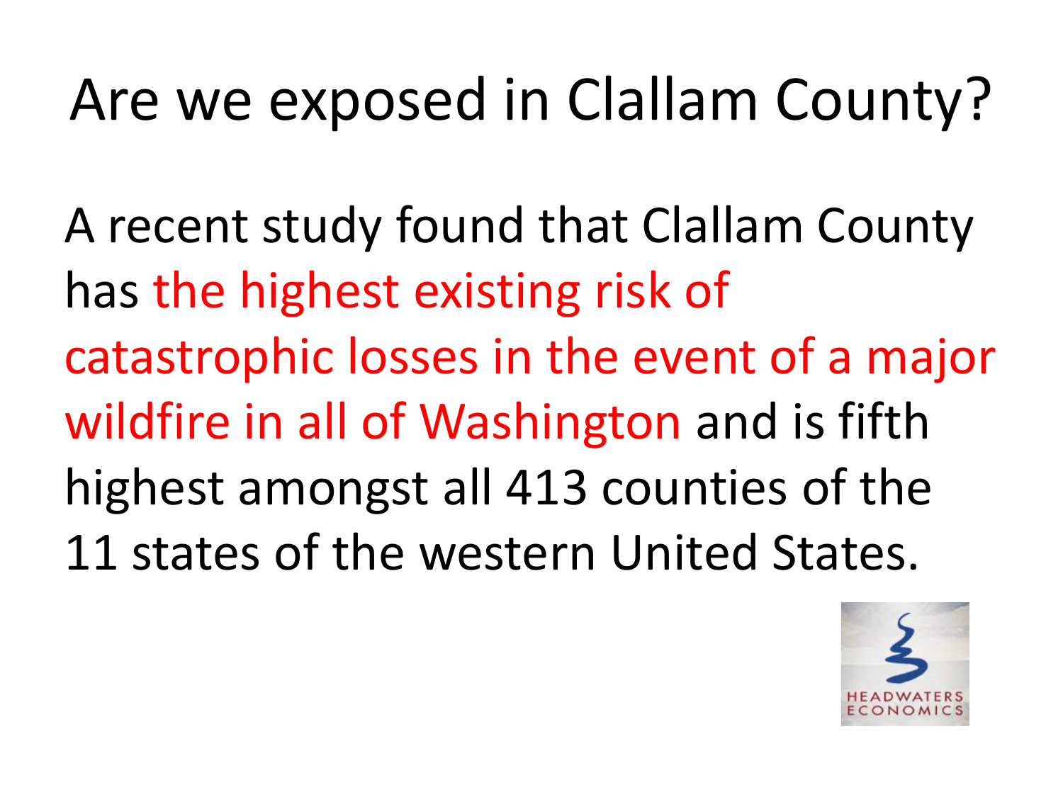# Are we exposed in Clallam County?

A recent study found that Clallam County has the highest existing risk of catastrophic losses in the event of a major wildfire in all of Washington and is fifth highest amongst all 413 counties of the 11 states of the western United States.

HEADWATERS ECONOMICS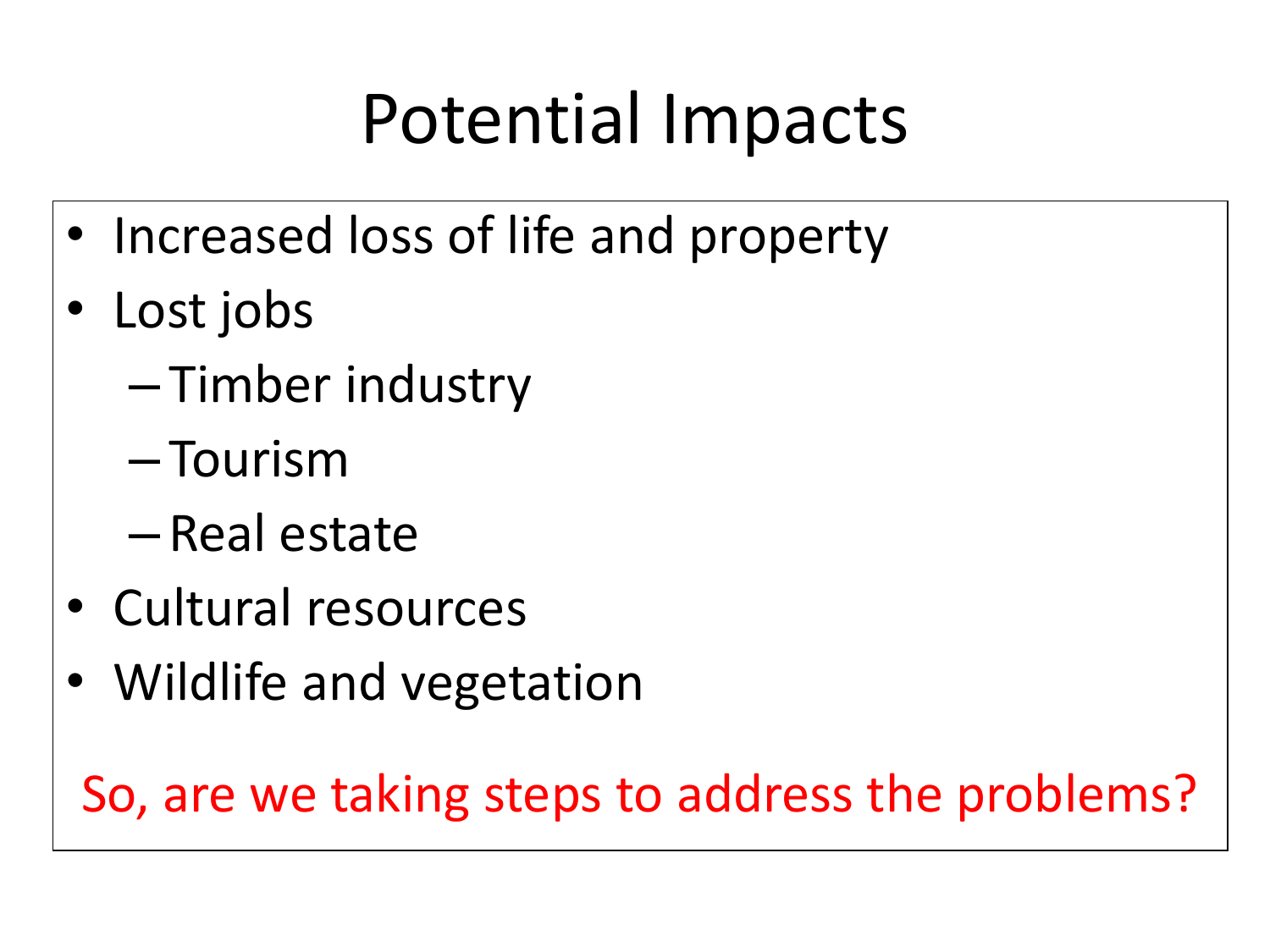# Potential Impacts

- Increased loss of life and property
- Lost jobs
  - Timber industry
  - Tourism
  - Real estate
- Cultural resources
- Wildlife and vegetation

So, are we taking steps to address the problems?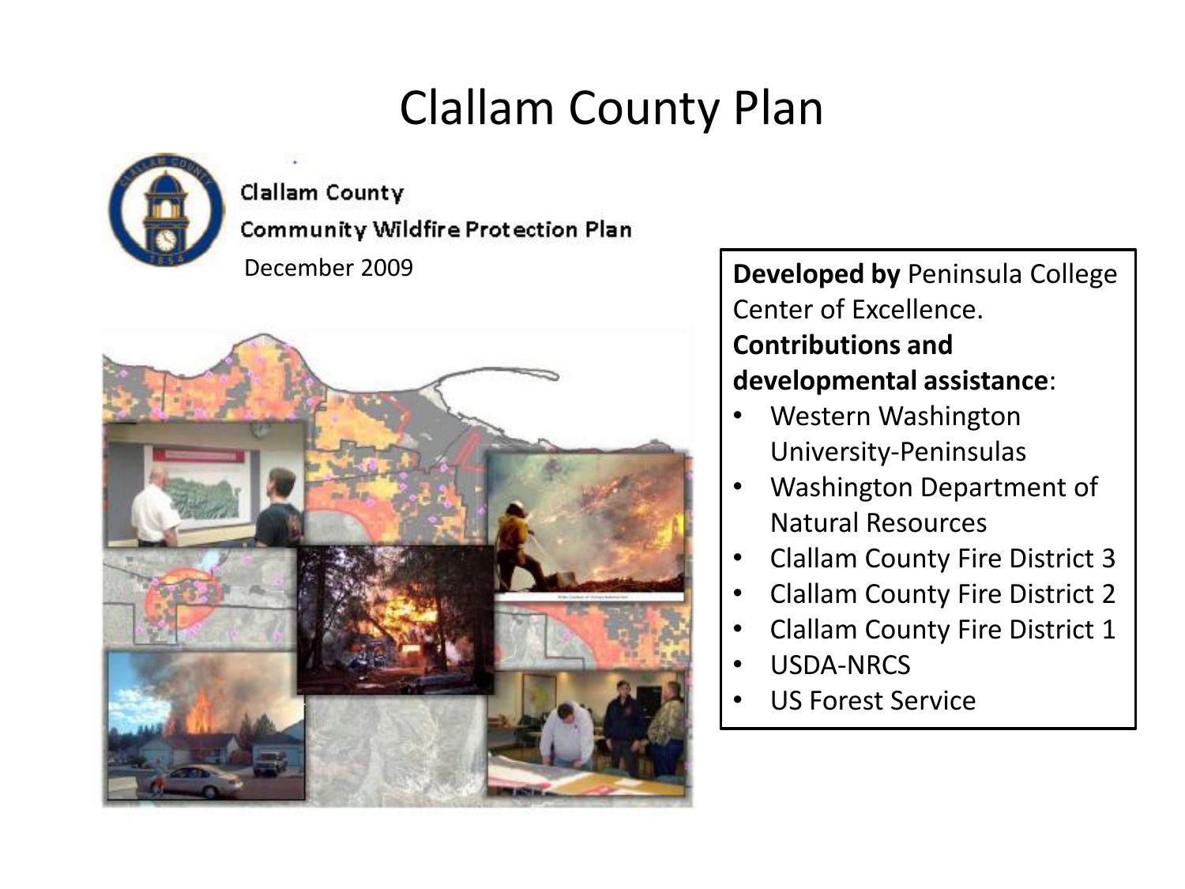# Clallam County Plan

Clallam County

Community Wildfire Protection Plan

December 2009

**Developed by** Peninsula College Center of Excellence.

**Contributions and developmental assistance**:

- Western Washington University-Peninsulas
- Washington Department of Natural Resources
- Clallam County Fire District 3
- Clallam County Fire District 2
- Clallam County Fire District 1
- USDA-NRCS
- US Forest Service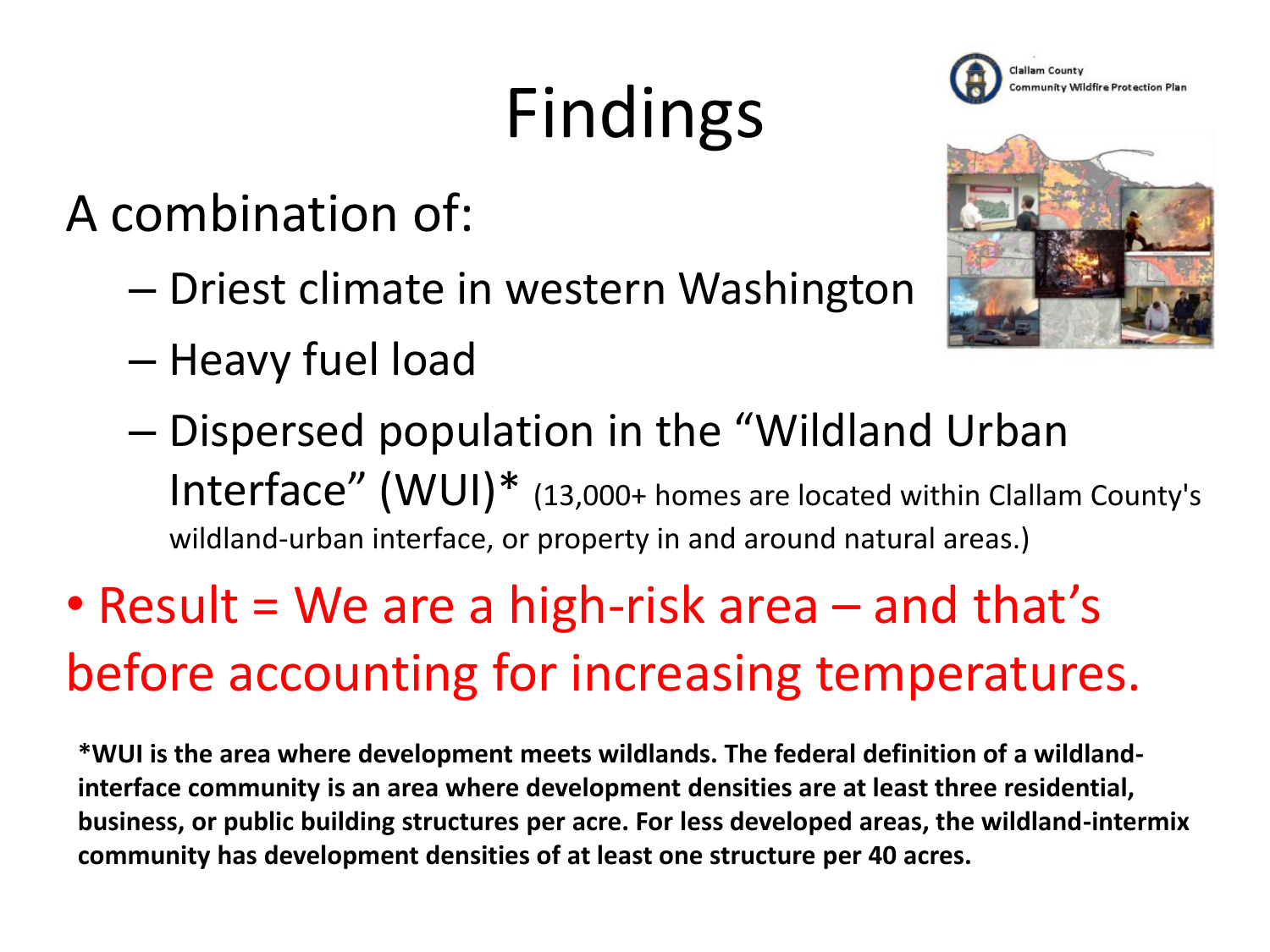# Findings

Clallam County Community Wildfire Protection Plan

A combination of:

- Driest climate in western Washington
- Heavy fuel load
- Dispersed population in the "Wildland Urban Interface" (WUI)* (13,000+ homes are located within Clallam County's wildland-urban interface, or property in and around natural areas.)

- Result = We are a high-risk area – and that's before accounting for increasing temperatures.

**\*WUI is the area where development meets wildlands. The federal definition of a wildland-interface community is an area where development densities are at least three residential, business, or public building structures per acre. For less developed areas, the wildland-intermix community has development densities of at least one structure per 40 acres.**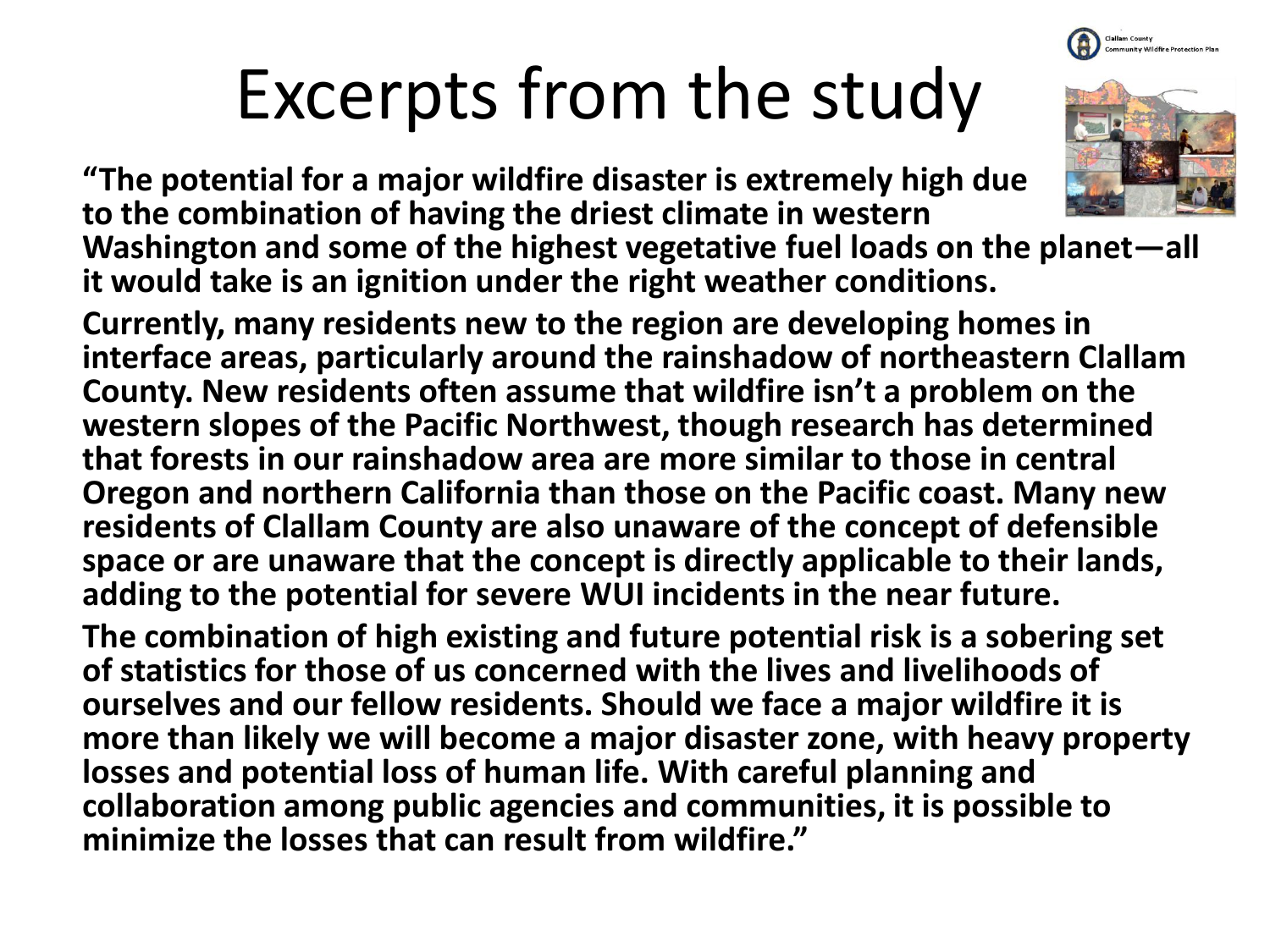# Excerpts from the study

Clallam County Community Wildfire Protection Plan

**"The potential for a major wildfire disaster is extremely high due to the combination of having the driest climate in western Washington and some of the highest vegetative fuel loads on the planet—all it would take is an ignition under the right weather conditions.**

**Currently, many residents new to the region are developing homes in interface areas, particularly around the rainshadow of northeastern Clallam County. New residents often assume that wildfire isn't a problem on the western slopes of the Pacific Northwest, though research has determined that forests in our rainshadow area are more similar to those in central Oregon and northern California than those on the Pacific coast. Many new residents of Clallam County are also unaware of the concept of defensible space or are unaware that the concept is directly applicable to their lands, adding to the potential for severe WUI incidents in the near future.**

**The combination of high existing and future potential risk is a sobering set of statistics for those of us concerned with the lives and livelihoods of ourselves and our fellow residents. Should we face a major wildfire it is more than likely we will become a major disaster zone, with heavy property losses and potential loss of human life. With careful planning and collaboration among public agencies and communities, it is possible to minimize the losses that can result from wildfire."**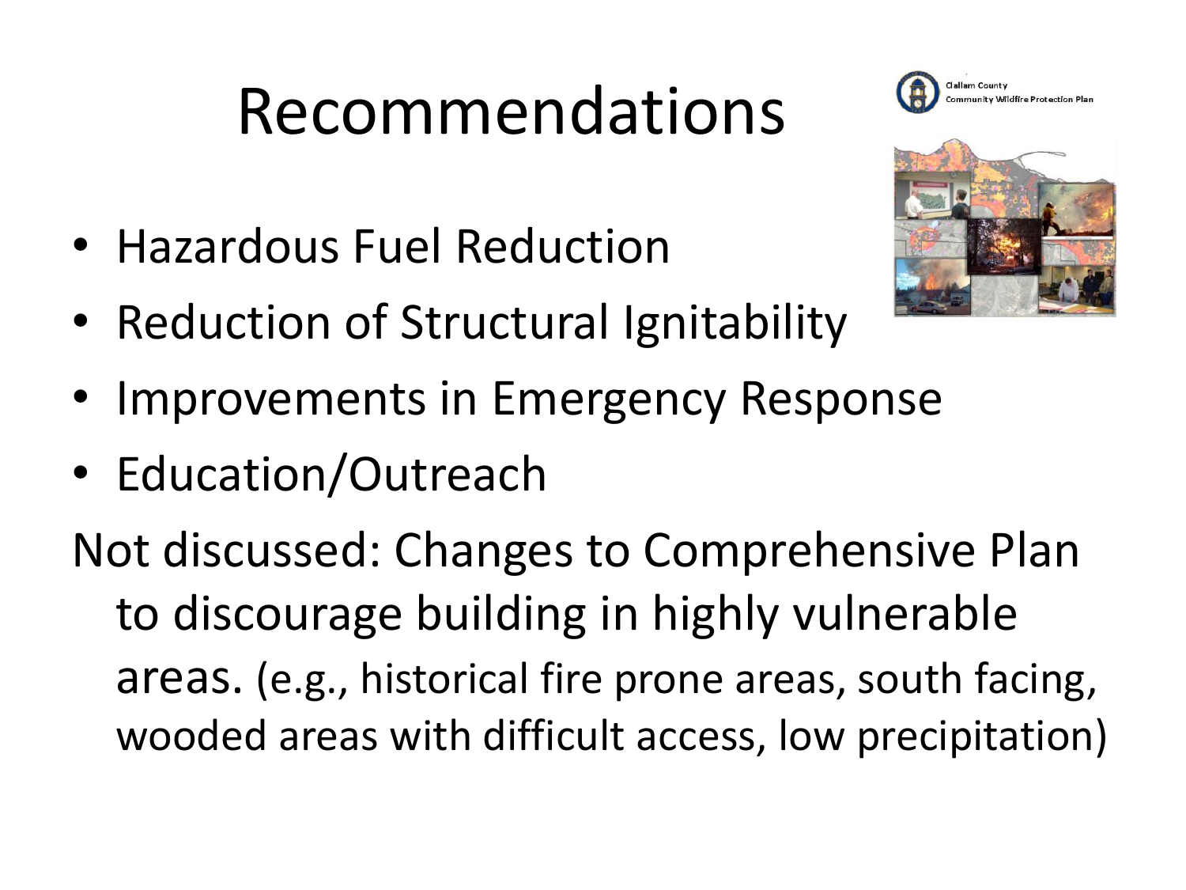# Recommendations

Clallam County
Community Wildfire Protection Plan

- Hazardous Fuel Reduction
- Reduction of Structural Ignitability
- Improvements in Emergency Response
- Education/Outreach

Not discussed: Changes to Comprehensive Plan to discourage building in highly vulnerable areas. (e.g., historical fire prone areas, south facing, wooded areas with difficult access, low precipitation)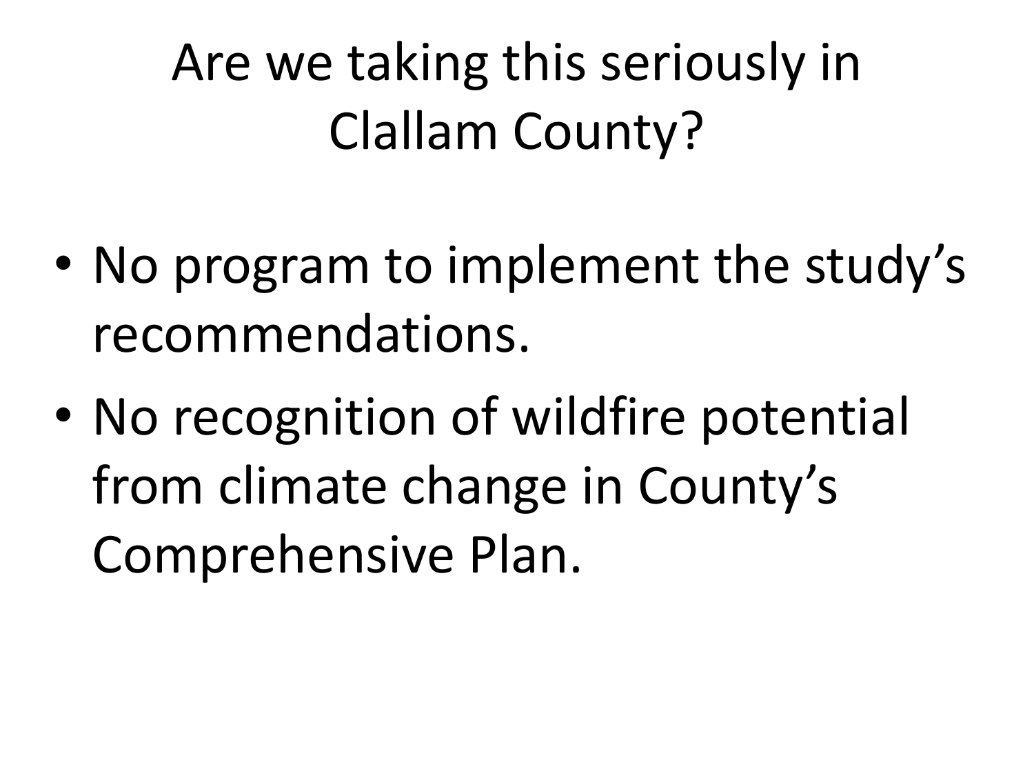# Are we taking this seriously in Clallam County?

- No program to implement the study's recommendations.
- No recognition of wildfire potential from climate change in County's Comprehensive Plan.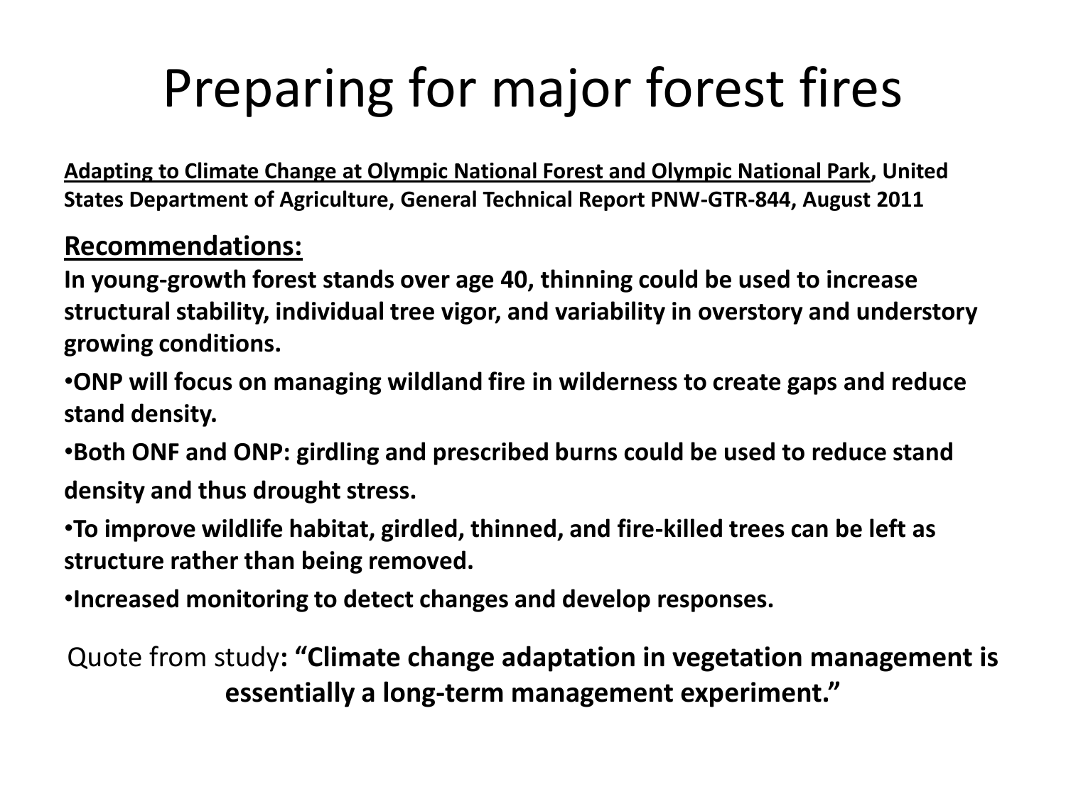# Preparing for major forest fires

**<u>Adapting to Climate Change at Olympic National Forest and Olympic National Park</u>, United States Department of Agriculture, General Technical Report PNW-GTR-844, August 2011**

## Recommendations:

**In young-growth forest stands over age 40, thinning could be used to increase structural stability, individual tree vigor, and variability in overstory and understory growing conditions.**

- **ONP will focus on managing wildland fire in wilderness to create gaps and reduce stand density.**
- **Both ONF and ONP: girdling and prescribed burns could be used to reduce stand density and thus drought stress.**
- **To improve wildlife habitat, girdled, thinned, and fire-killed trees can be left as structure rather than being removed.**
- **Increased monitoring to detect changes and develop responses.**

Quote from study**: "Climate change adaptation in vegetation management is essentially a long-term management experiment."**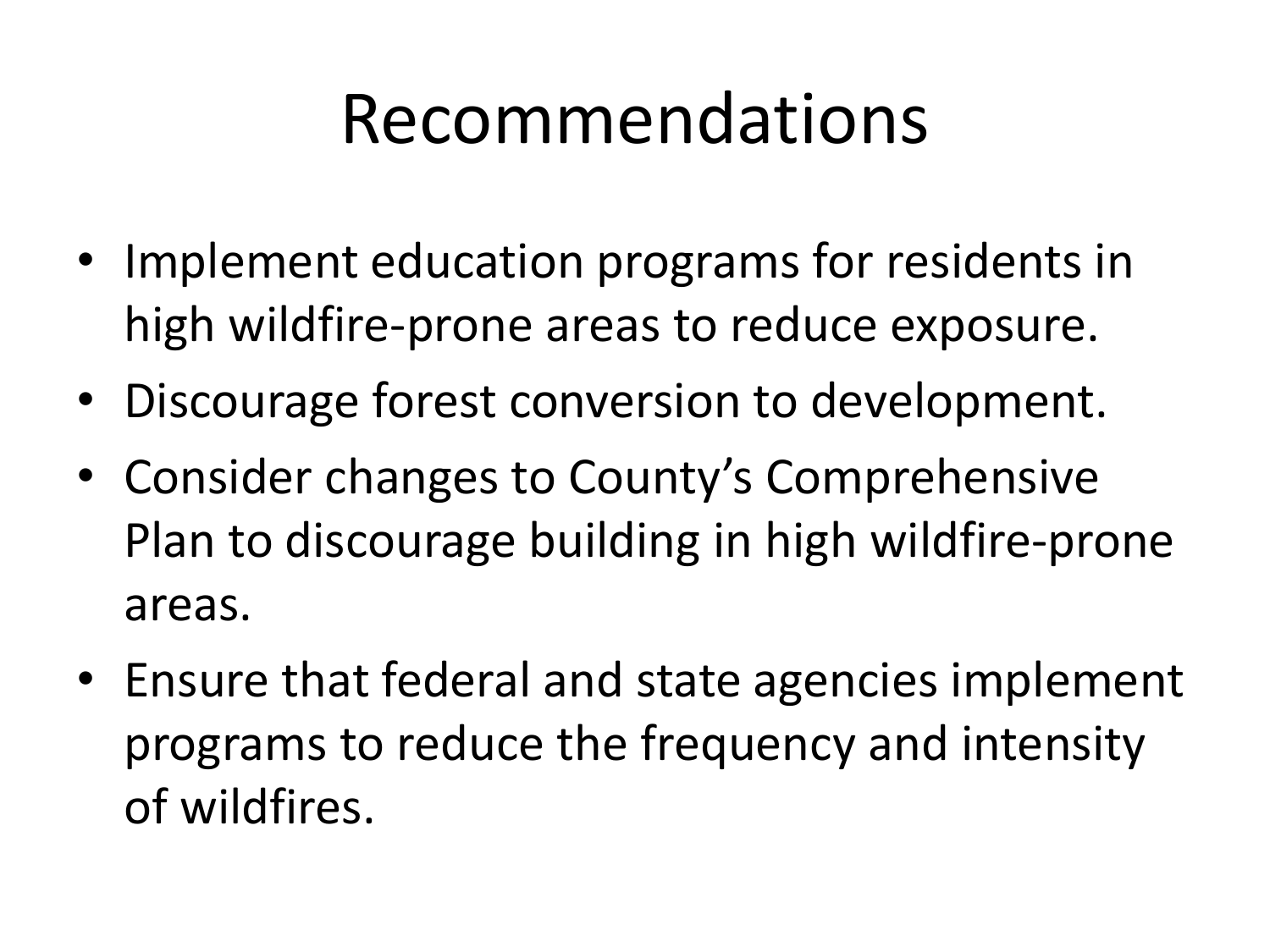# Recommendations

- Implement education programs for residents in high wildfire-prone areas to reduce exposure.
- Discourage forest conversion to development.
- Consider changes to County's Comprehensive Plan to discourage building in high wildfire-prone areas.
- Ensure that federal and state agencies implement programs to reduce the frequency and intensity of wildfires.